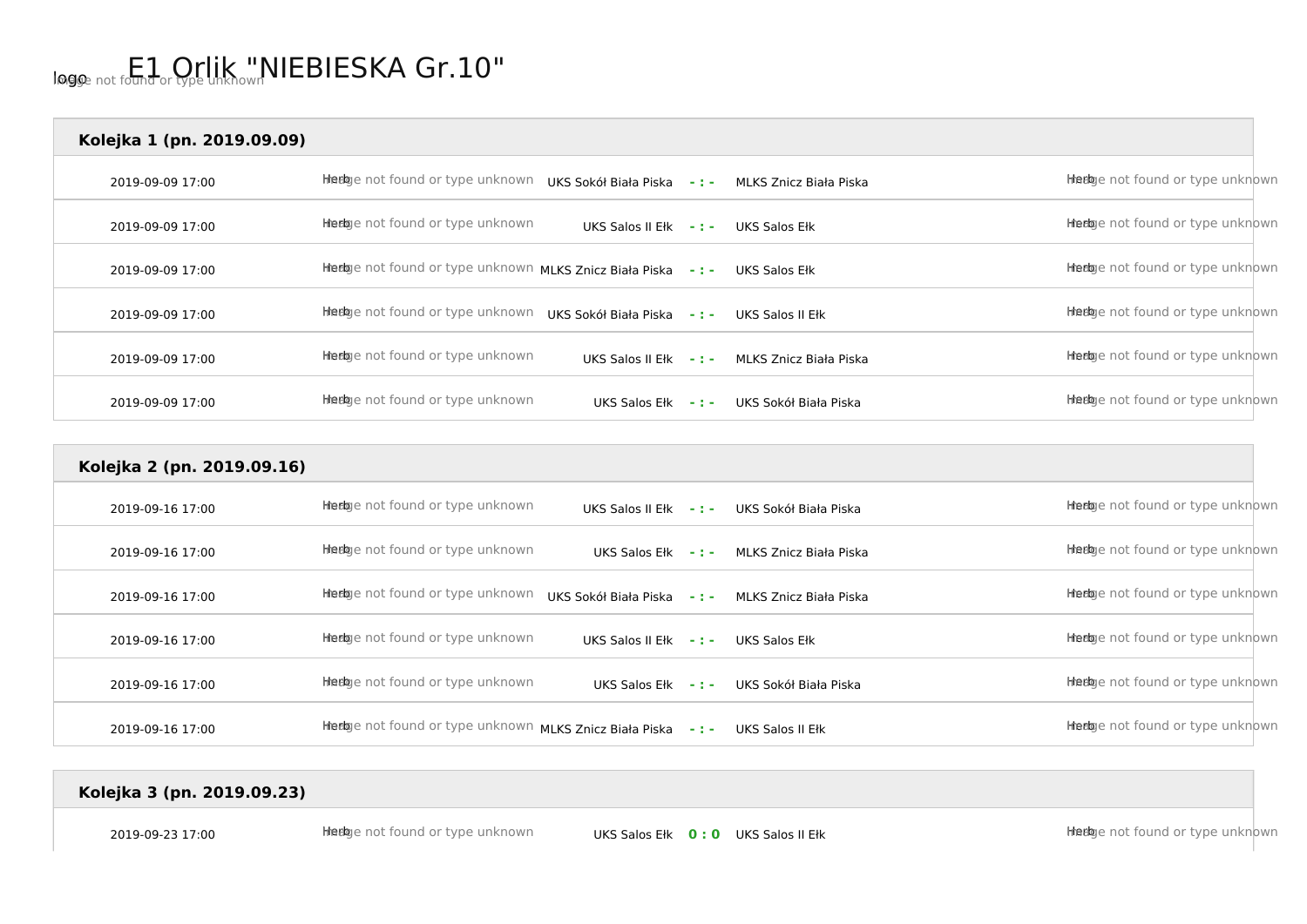# E1 Orlik "NIEBIESKA Gr.10"

## Kolejka 1 (pn. 2019.09.09)

| Data | Gospodarz | Wynik | Gość |
|---|---|---|---|
| 2019-09-09 17:00 | UKS Sokół Biała Piska | - : - | MLKS Znicz Biała Piska |
| 2019-09-09 17:00 | UKS Salos II Ełk | - : - | UKS Salos Ełk |
| 2019-09-09 17:00 | MLKS Znicz Biała Piska | - : - | UKS Salos Ełk |
| 2019-09-09 17:00 | UKS Sokół Biała Piska | - : - | UKS Salos II Ełk |
| 2019-09-09 17:00 | UKS Salos II Ełk | - : - | MLKS Znicz Biała Piska |
| 2019-09-09 17:00 | UKS Salos Ełk | - : - | UKS Sokół Biała Piska |

## Kolejka 2 (pn. 2019.09.16)

| Data | Gospodarz | Wynik | Gość |
|---|---|---|---|
| 2019-09-16 17:00 | UKS Salos II Ełk | - : - | UKS Sokół Biała Piska |
| 2019-09-16 17:00 | UKS Salos Ełk | - : - | MLKS Znicz Biała Piska |
| 2019-09-16 17:00 | UKS Sokół Biała Piska | - : - | MLKS Znicz Biała Piska |
| 2019-09-16 17:00 | UKS Salos II Ełk | - : - | UKS Salos Ełk |
| 2019-09-16 17:00 | UKS Salos Ełk | - : - | UKS Sokół Biała Piska |
| 2019-09-16 17:00 | MLKS Znicz Biała Piska | - : - | UKS Salos II Ełk |

## Kolejka 3 (pn. 2019.09.23)

| Data | Gospodarz | Wynik | Gość |
|---|---|---|---|
| 2019-09-23 17:00 | UKS Salos Ełk | 0 : 0 | UKS Salos II Ełk |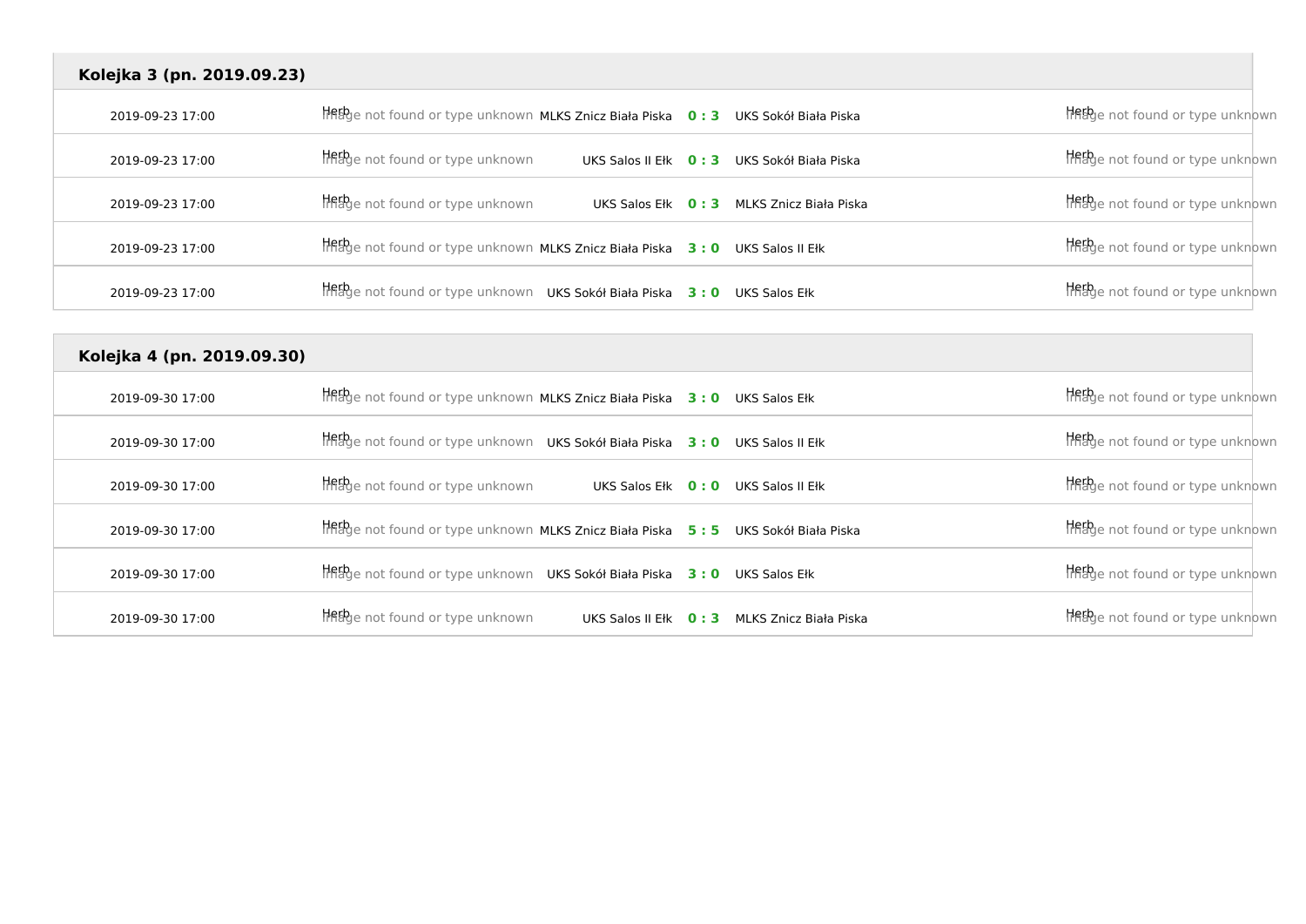## Kolejka 3 (pn. 2019.09.23)

| | | | | | | |
|---|---|---|---|---|---|---|
| 2019-09-23 17:00 | Herb Image not found or type unknown | MLKS Znicz Biała Piska | 0 : 3 | UKS Sokół Biała Piska | Herb Image not found or type unknown |
| 2019-09-23 17:00 | Herb Image not found or type unknown | UKS Salos II Ełk | 0 : 3 | UKS Sokół Biała Piska | Herb Image not found or type unknown |
| 2019-09-23 17:00 | Herb Image not found or type unknown | UKS Salos Ełk | 0 : 3 | MLKS Znicz Biała Piska | Herb Image not found or type unknown |
| 2019-09-23 17:00 | Herb Image not found or type unknown | MLKS Znicz Biała Piska | 3 : 0 | UKS Salos II Ełk | Herb Image not found or type unknown |
| 2019-09-23 17:00 | Herb Image not found or type unknown | UKS Sokół Biała Piska | 3 : 0 | UKS Salos Ełk | Herb Image not found or type unknown |

## Kolejka 4 (pn. 2019.09.30)

| | | | | | |
|---|---|---|---|---|---|
| 2019-09-30 17:00 | Herb Image not found or type unknown | MLKS Znicz Biała Piska | 3 : 0 | UKS Salos Ełk | Herb Image not found or type unknown |
| 2019-09-30 17:00 | Herb Image not found or type unknown | UKS Sokół Biała Piska | 3 : 0 | UKS Salos II Ełk | Herb Image not found or type unknown |
| 2019-09-30 17:00 | Herb Image not found or type unknown | UKS Salos Ełk | 0 : 0 | UKS Salos II Ełk | Herb Image not found or type unknown |
| 2019-09-30 17:00 | Herb Image not found or type unknown | MLKS Znicz Biała Piska | 5 : 5 | UKS Sokół Biała Piska | Herb Image not found or type unknown |
| 2019-09-30 17:00 | Herb Image not found or type unknown | UKS Sokół Biała Piska | 3 : 0 | UKS Salos Ełk | Herb Image not found or type unknown |
| 2019-09-30 17:00 | Herb Image not found or type unknown | UKS Salos II Ełk | 0 : 3 | MLKS Znicz Biała Piska | Herb Image not found or type unknown |